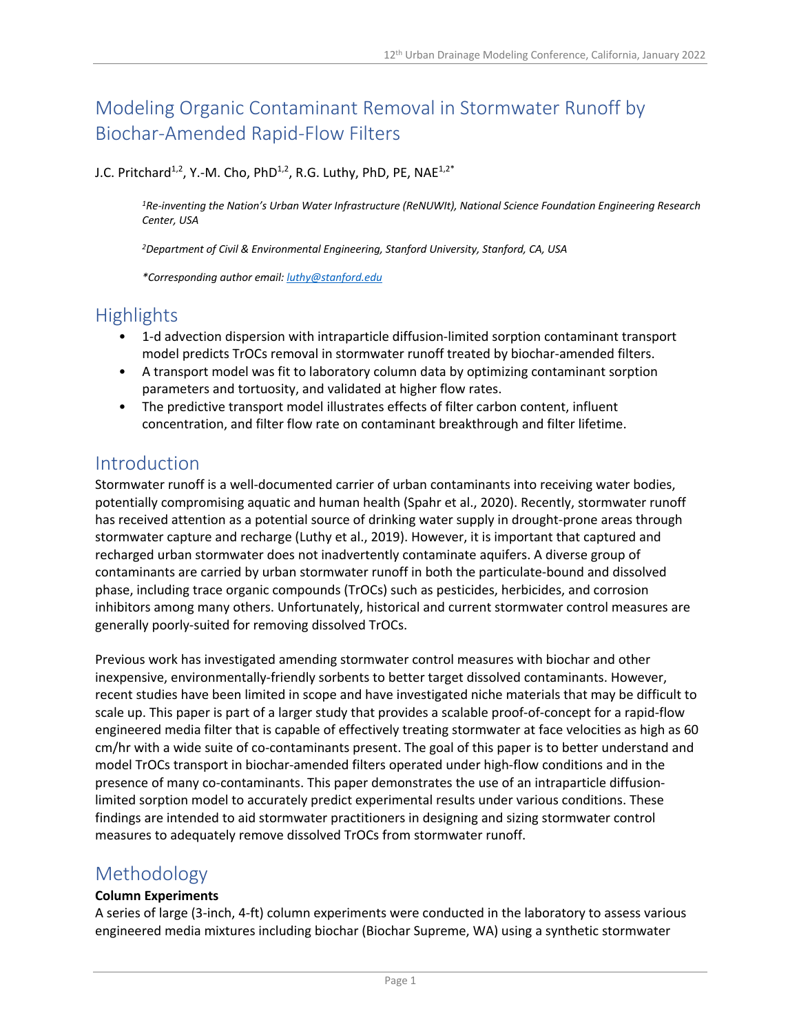# Modeling Organic Contaminant Removal in Stormwater Runoff by Biochar-Amended Rapid-Flow Filters

J.C. Pritchard[1,2], Y.-M. Cho, PhD[1,2], R.G. Luthy, PhD, PE, NAE[1,2*]

*[1]Re-inventing the Nation's Urban Water Infrastructure (ReNUWIt), National Science Foundation Engineering Research Center, USA*

*[2]Department of Civil & Environmental Engineering, Stanford University, Stanford, CA, USA*

*\*Corresponding author email: luthy@stanford.edu*

## Highlights

- 1-d advection dispersion with intraparticle diffusion-limited sorption contaminant transport model predicts TrOCs removal in stormwater runoff treated by biochar-amended filters.
- A transport model was fit to laboratory column data by optimizing contaminant sorption parameters and tortuosity, and validated at higher flow rates.
- The predictive transport model illustrates effects of filter carbon content, influent concentration, and filter flow rate on contaminant breakthrough and filter lifetime.

## Introduction

Stormwater runoff is a well-documented carrier of urban contaminants into receiving water bodies, potentially compromising aquatic and human health (Spahr et al., 2020). Recently, stormwater runoff has received attention as a potential source of drinking water supply in drought-prone areas through stormwater capture and recharge (Luthy et al., 2019). However, it is important that captured and recharged urban stormwater does not inadvertently contaminate aquifers. A diverse group of contaminants are carried by urban stormwater runoff in both the particulate-bound and dissolved phase, including trace organic compounds (TrOCs) such as pesticides, herbicides, and corrosion inhibitors among many others. Unfortunately, historical and current stormwater control measures are generally poorly-suited for removing dissolved TrOCs.

Previous work has investigated amending stormwater control measures with biochar and other inexpensive, environmentally-friendly sorbents to better target dissolved contaminants. However, recent studies have been limited in scope and have investigated niche materials that may be difficult to scale up. This paper is part of a larger study that provides a scalable proof-of-concept for a rapid-flow engineered media filter that is capable of effectively treating stormwater at face velocities as high as 60 cm/hr with a wide suite of co-contaminants present. The goal of this paper is to better understand and model TrOCs transport in biochar-amended filters operated under high-flow conditions and in the presence of many co-contaminants. This paper demonstrates the use of an intraparticle diffusion-limited sorption model to accurately predict experimental results under various conditions. These findings are intended to aid stormwater practitioners in designing and sizing stormwater control measures to adequately remove dissolved TrOCs from stormwater runoff.

## Methodology

**Column Experiments**

A series of large (3-inch, 4-ft) column experiments were conducted in the laboratory to assess various engineered media mixtures including biochar (Biochar Supreme, WA) using a synthetic stormwater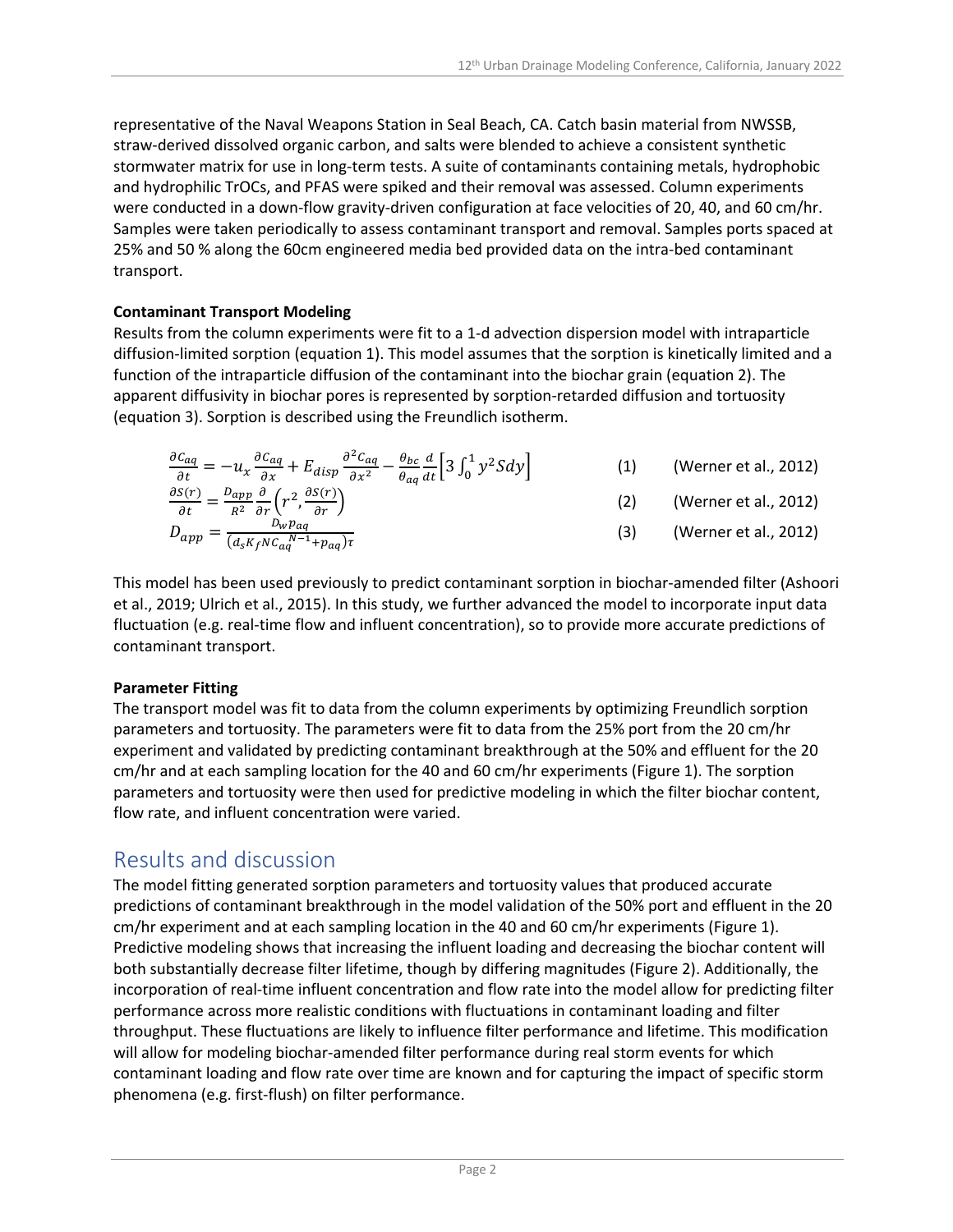representative of the Naval Weapons Station in Seal Beach, CA. Catch basin material from NWSSB, straw-derived dissolved organic carbon, and salts were blended to achieve a consistent synthetic stormwater matrix for use in long-term tests. A suite of contaminants containing metals, hydrophobic and hydrophilic TrOCs, and PFAS were spiked and their removal was assessed. Column experiments were conducted in a down-flow gravity-driven configuration at face velocities of 20, 40, and 60 cm/hr. Samples were taken periodically to assess contaminant transport and removal. Samples ports spaced at 25% and 50 % along the 60cm engineered media bed provided data on the intra-bed contaminant transport.

**Contaminant Transport Modeling**

Results from the column experiments were fit to a 1-d advection dispersion model with intraparticle diffusion-limited sorption (equation 1). This model assumes that the sorption is kinetically limited and a function of the intraparticle diffusion of the contaminant into the biochar grain (equation 2). The apparent diffusivity in biochar pores is represented by sorption-retarded diffusion and tortuosity (equation 3). Sorption is described using the Freundlich isotherm.

$$\frac{\partial C_{aq}}{\partial t} = -u_x \frac{\partial C_{aq}}{\partial x} + E_{disp} \frac{\partial^2 C_{aq}}{\partial x^2} - \frac{\theta_{bc}}{\theta_{aq}} \frac{d}{dt}\left[3 \int_0^1 y^2 S dy\right] \qquad (1) \qquad \text{(Werner et al., 2012)}$$

$$\frac{\partial S(r)}{\partial t} = \frac{D_{app}}{R^2} \frac{\partial}{\partial r}\left(r^2, \frac{\partial S(r)}{\partial r}\right) \qquad (2) \qquad \text{(Werner et al., 2012)}$$

$$D_{app} = \frac{D_w p_{aq}}{\left(d_s K_f N C_{aq}^{N-1} + p_{aq}\right)\tau} \qquad (3) \qquad \text{(Werner et al., 2012)}$$

This model has been used previously to predict contaminant sorption in biochar-amended filter (Ashoori et al., 2019; Ulrich et al., 2015). In this study, we further advanced the model to incorporate input data fluctuation (e.g. real-time flow and influent concentration), so to provide more accurate predictions of contaminant transport.

**Parameter Fitting**

The transport model was fit to data from the column experiments by optimizing Freundlich sorption parameters and tortuosity. The parameters were fit to data from the 25% port from the 20 cm/hr experiment and validated by predicting contaminant breakthrough at the 50% and effluent for the 20 cm/hr and at each sampling location for the 40 and 60 cm/hr experiments (Figure 1). The sorption parameters and tortuosity were then used for predictive modeling in which the filter biochar content, flow rate, and influent concentration were varied.

## Results and discussion

The model fitting generated sorption parameters and tortuosity values that produced accurate predictions of contaminant breakthrough in the model validation of the 50% port and effluent in the 20 cm/hr experiment and at each sampling location in the 40 and 60 cm/hr experiments (Figure 1). Predictive modeling shows that increasing the influent loading and decreasing the biochar content will both substantially decrease filter lifetime, though by differing magnitudes (Figure 2). Additionally, the incorporation of real-time influent concentration and flow rate into the model allow for predicting filter performance across more realistic conditions with fluctuations in contaminant loading and filter throughput. These fluctuations are likely to influence filter performance and lifetime. This modification will allow for modeling biochar-amended filter performance during real storm events for which contaminant loading and flow rate over time are known and for capturing the impact of specific storm phenomena (e.g. first-flush) on filter performance.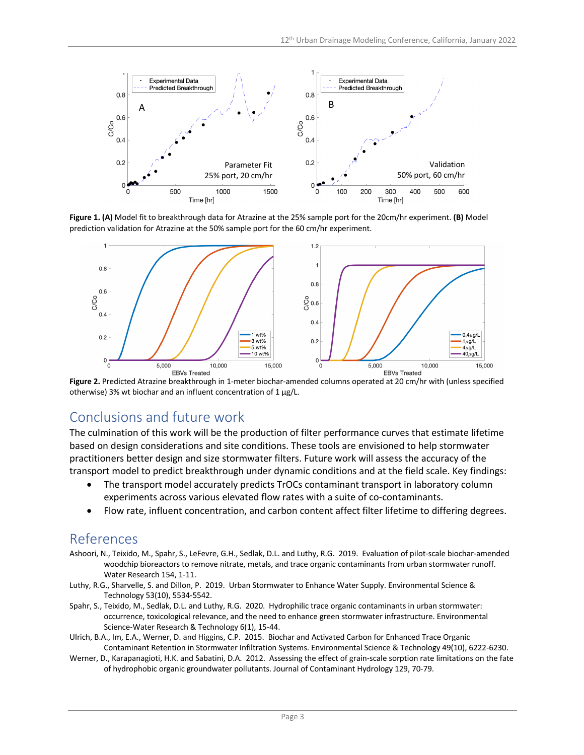Experimental Data
Predicted Breakthrough

A

Parameter Fit
25% port, 20 cm/hr

C/Co

Time [hr]

0
0.2
0.4
0.6
0.8

0
500
1000
1500

Experimental Data
Predicted Breakthrough

B

Validation
50% port, 60 cm/hr

C/Co

Time [hr]

0
0.2
0.4
0.6
0.8
1

0
100
200
300
400
500
600

**Figure 1. (A)** Model fit to breakthrough data for Atrazine at the 25% sample port for the 20cm/hr experiment. **(B)** Model prediction validation for Atrazine at the 50% sample port for the 60 cm/hr experiment.

C/Co

EBVs Treated

0
0.2
0.4
0.6
0.8
1

0
5,000
10,000
15,000

1 wt%
3 wt%
5 wt%
10 wt%

C/Co

EBVs Treated

0
0.2
0.4
0.6
0.8
1
1.2

0
5,000
10,000
15,000

0.4μg/L
1μg/L
4μg/L
40μg/L

**Figure 2.** Predicted Atrazine breakthrough in 1-meter biochar-amended columns operated at 20 cm/hr with (unless specified otherwise) 3% wt biochar and an influent concentration of 1 μg/L.

## Conclusions and future work

The culmination of this work will be the production of filter performance curves that estimate lifetime based on design considerations and site conditions. These tools are envisioned to help stormwater practitioners better design and size stormwater filters. Future work will assess the accuracy of the transport model to predict breakthrough under dynamic conditions and at the field scale. Key findings:

- The transport model accurately predicts TrOCs contaminant transport in laboratory column experiments across various elevated flow rates with a suite of co-contaminants.
- Flow rate, influent concentration, and carbon content affect filter lifetime to differing degrees.

## References

Ashoori, N., Teixido, M., Spahr, S., LeFevre, G.H., Sedlak, D.L. and Luthy, R.G. 2019. Evaluation of pilot-scale biochar-amended woodchip bioreactors to remove nitrate, metals, and trace organic contaminants from urban stormwater runoff. Water Research 154, 1-11.

Luthy, R.G., Sharvelle, S. and Dillon, P. 2019. Urban Stormwater to Enhance Water Supply. Environmental Science & Technology 53(10), 5534-5542.

Spahr, S., Teixido, M., Sedlak, D.L. and Luthy, R.G. 2020. Hydrophilic trace organic contaminants in urban stormwater: occurrence, toxicological relevance, and the need to enhance green stormwater infrastructure. Environmental Science-Water Research & Technology 6(1), 15-44.

Ulrich, B.A., Im, E.A., Werner, D. and Higgins, C.P. 2015. Biochar and Activated Carbon for Enhanced Trace Organic Contaminant Retention in Stormwater Infiltration Systems. Environmental Science & Technology 49(10), 6222-6230.

Werner, D., Karapanagioti, H.K. and Sabatini, D.A. 2012. Assessing the effect of grain-scale sorption rate limitations on the fate of hydrophobic organic groundwater pollutants. Journal of Contaminant Hydrology 129, 70-79.